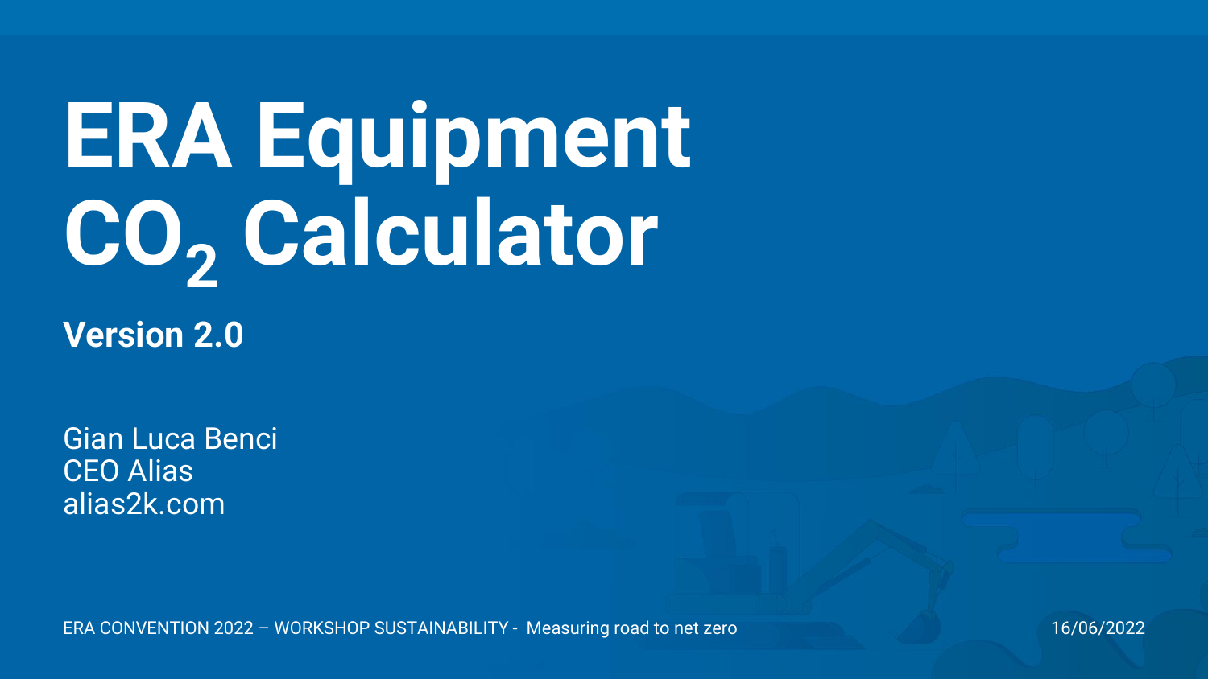# ERA Equipment $CO_2$ Calculator

**Version 2.0**

Gian Luca Benci
CEO Alias
alias2k.com

ERA CONVENTION 2022 – WORKSHOP SUSTAINABILITY - Measuring road to net zero

16/06/2022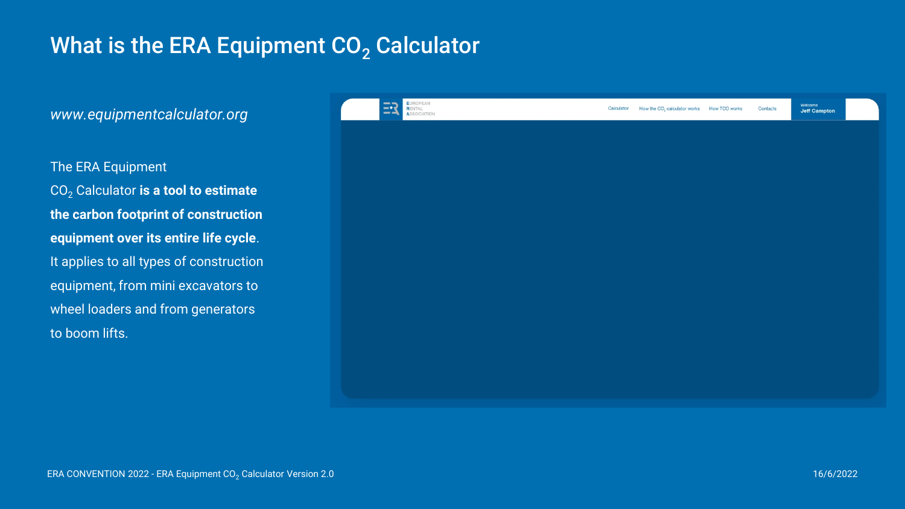# What is the ERA Equipment $CO_2$ Calculator

*www.equipmentcalculator.org*

The ERA Equipment $CO_2$ Calculator **is a tool to estimate the carbon footprint of construction equipment over its entire life cycle**. It applies to all types of construction equipment, from mini excavators to wheel loaders and from generators to boom lifts.

EUROPEAN RENTAL ASSOCIATION

Calculator | How the $CO_2$ calculator works | How TCO works | Contacts

Welcome **Jeff Campton**

ERA CONVENTION 2022 - ERA Equipment $CO_2$ Calculator Version 2.0

16/6/2022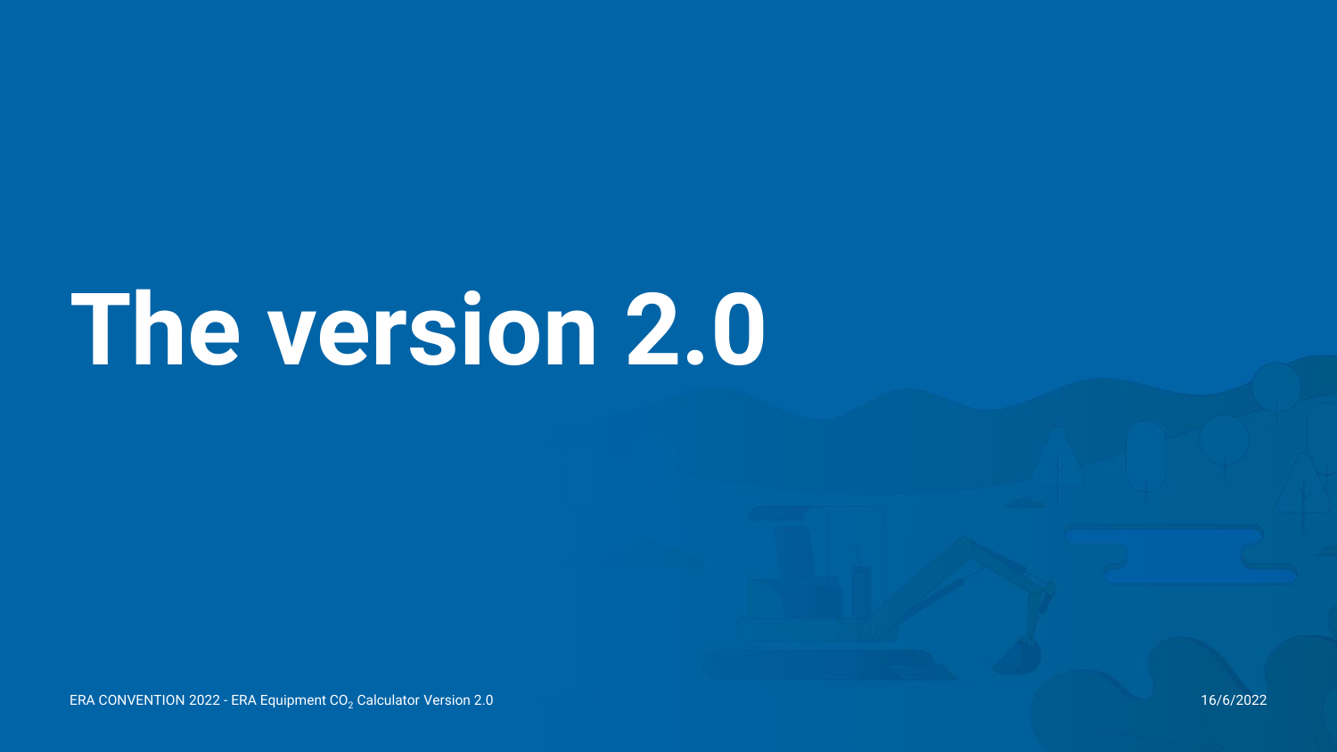# The version 2.0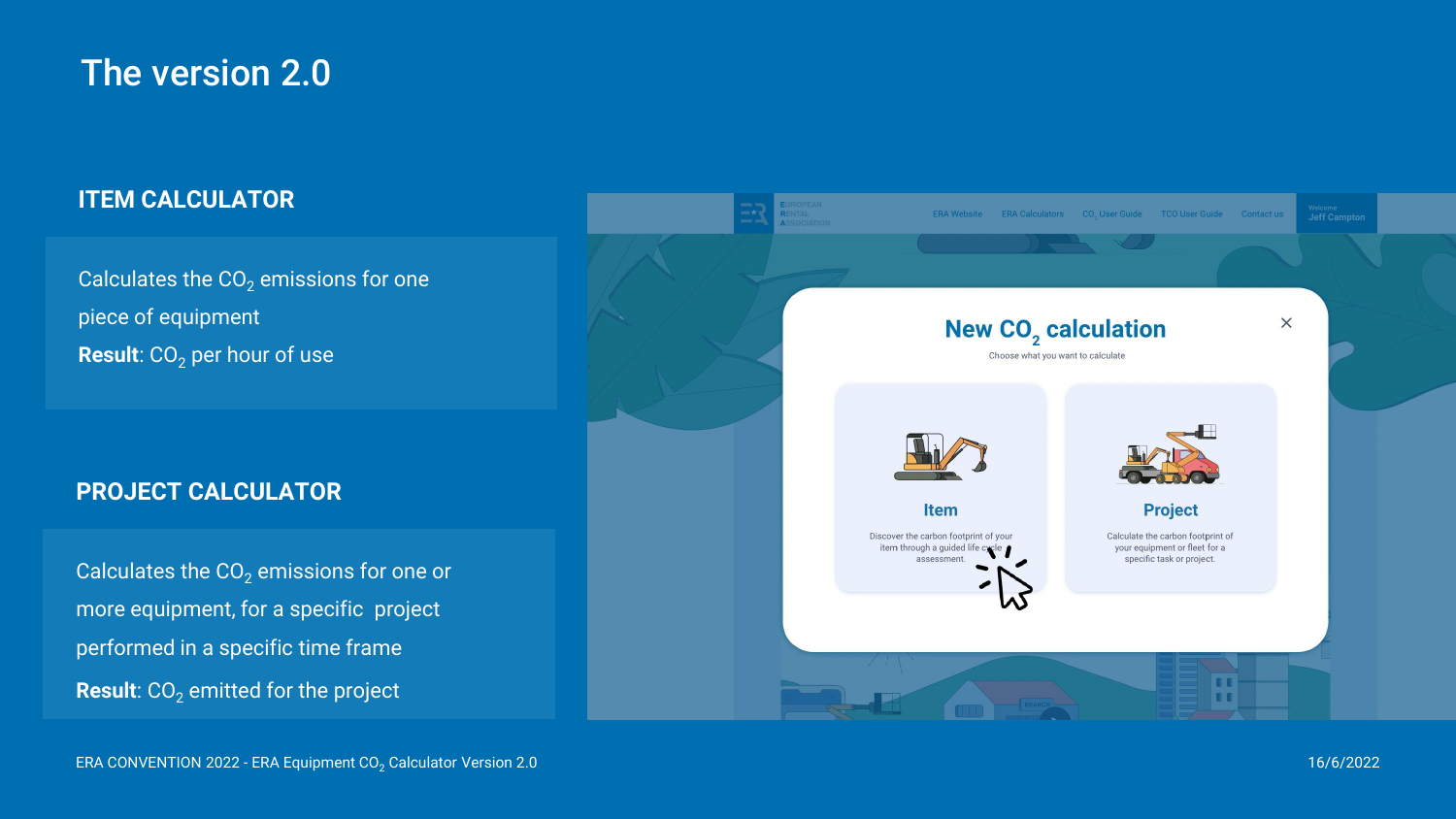# The version 2.0

## ITEM CALCULATOR

Calculates the $CO_2$ emissions for one piece of equipment

**Result**: $CO_2$ per hour of use

## PROJECT CALCULATOR

Calculates the $CO_2$ emissions for one or more equipment, for a specific project performed in a specific time frame

**Result**: $CO_2$ emitted for the project

ERA Website | ERA Calculators | $CO_2$ User Guide | TCO User Guide | Contact us

Welcome Jeff Campton

### New $CO_2$ calculation

Choose what you want to calculate

**Item**

Discover the carbon footprint of your item through a guided life cycle assessment.

**Project**

Calculate the carbon footprint of your equipment or fleet for a specific task or project.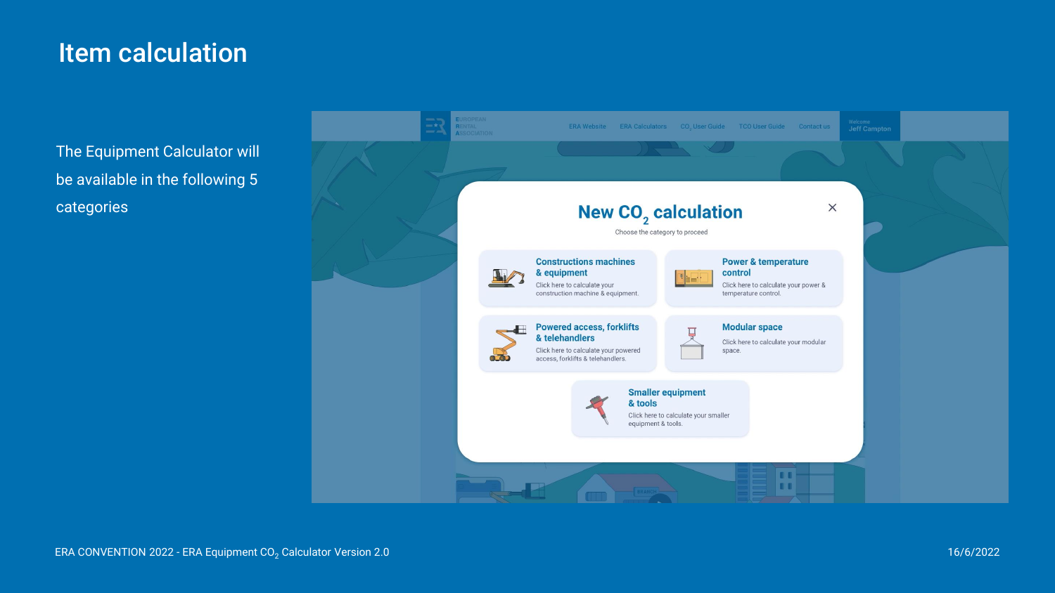# Item calculation

The Equipment Calculator will be available in the following 5 categories

## New $CO_2$ calculation

Choose the category to proceed

**Constructions machines & equipment**
Click here to calculate your construction machine & equipment.

**Power & temperature control**
Click here to calculate your power & temperature control.

**Powered access, forklifts & telehandlers**
Click here to calculate your powered access, forklifts & telehandlers.

**Modular space**
Click here to calculate your modular space.

**Smaller equipment & tools**
Click here to calculate your smaller equipment & tools.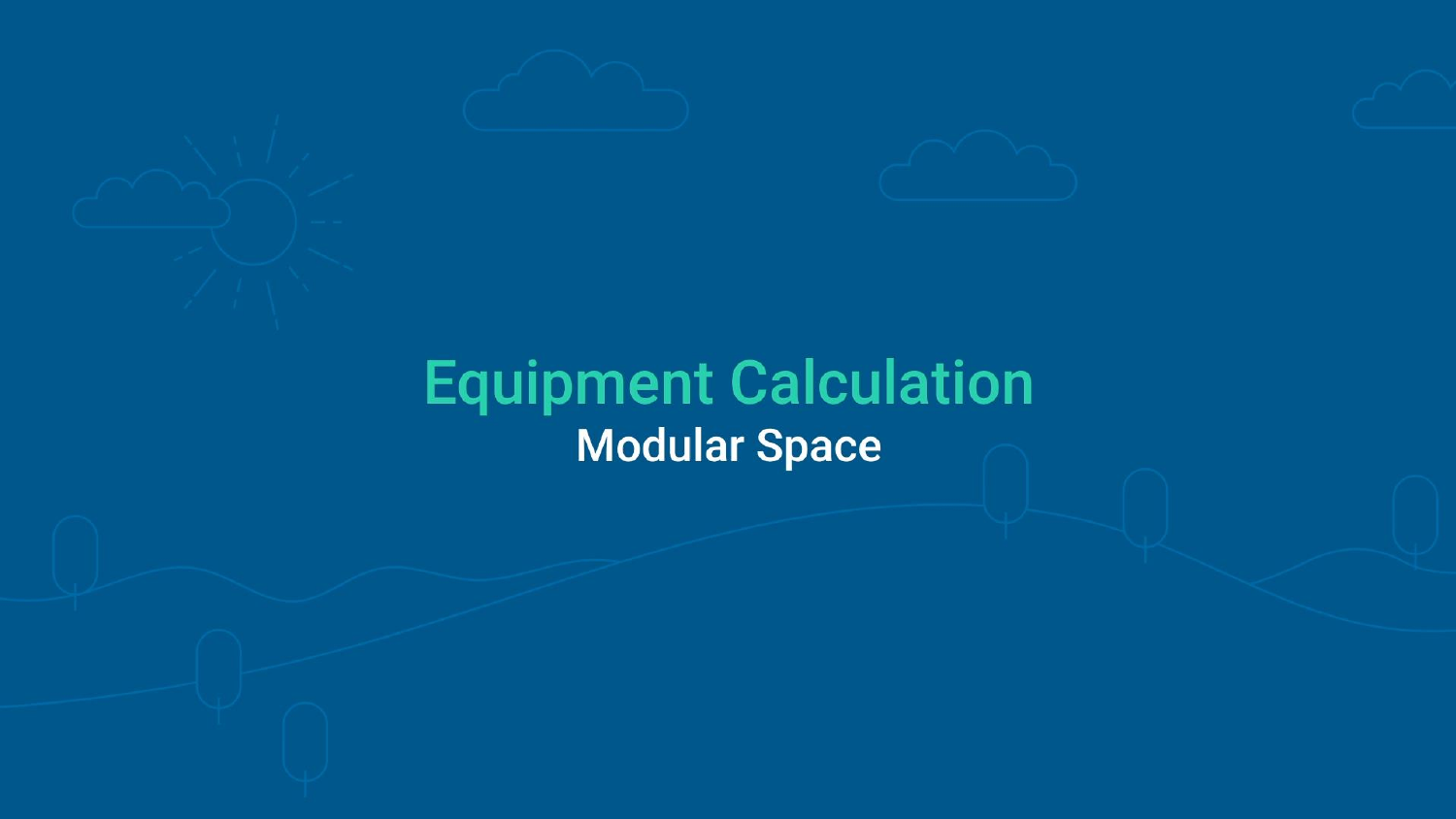# Equipment Calculation

## Modular Space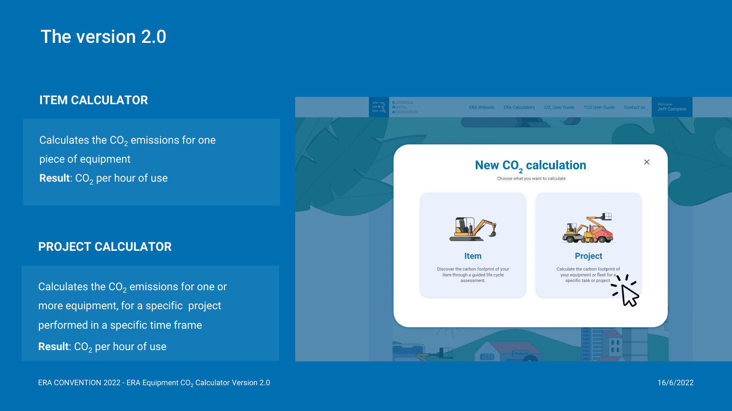# The version 2.0

## ITEM CALCULATOR

Calculates the $CO_2$ emissions for one piece of equipment

**Result**: $CO_2$ per hour of use

## PROJECT CALCULATOR

Calculates the $CO_2$ emissions for one or more equipment, for a specific project performed in a specific time frame

**Result**: $CO_2$ per hour of use

ERA Website | ERA Calculators | $CO_2$ User Guide | TCO User Guide | Contact us

Welcome Jeff Campton

## New $CO_2$ calculation

Choose what you want to calculate

### Item

Discover the carbon footprint of your item through a guided life cycle assessment.

### Project

Calculate the carbon footprint of your equipment or fleet for a specific task or project.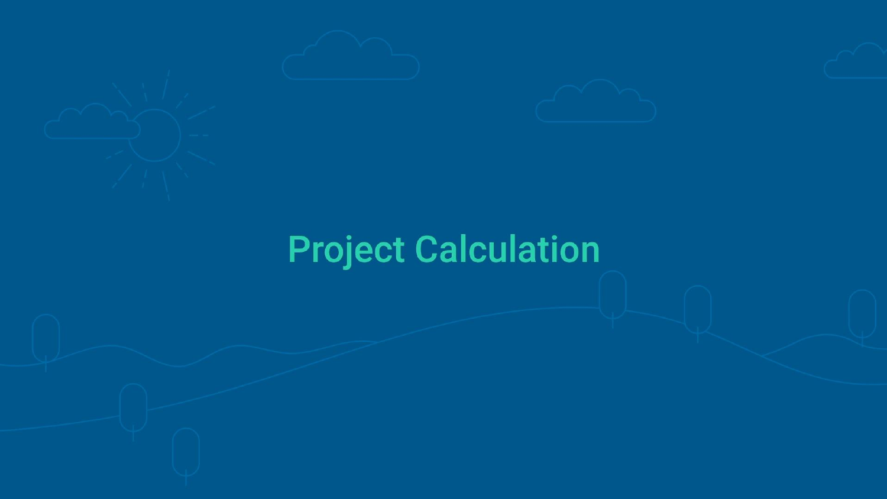# Project Calculation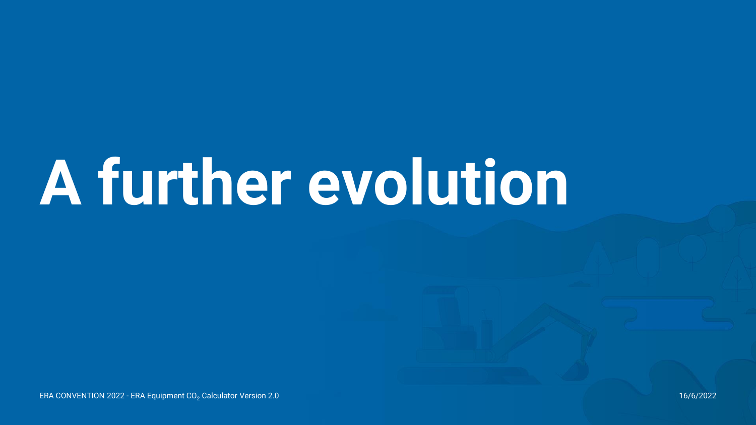# A further evolution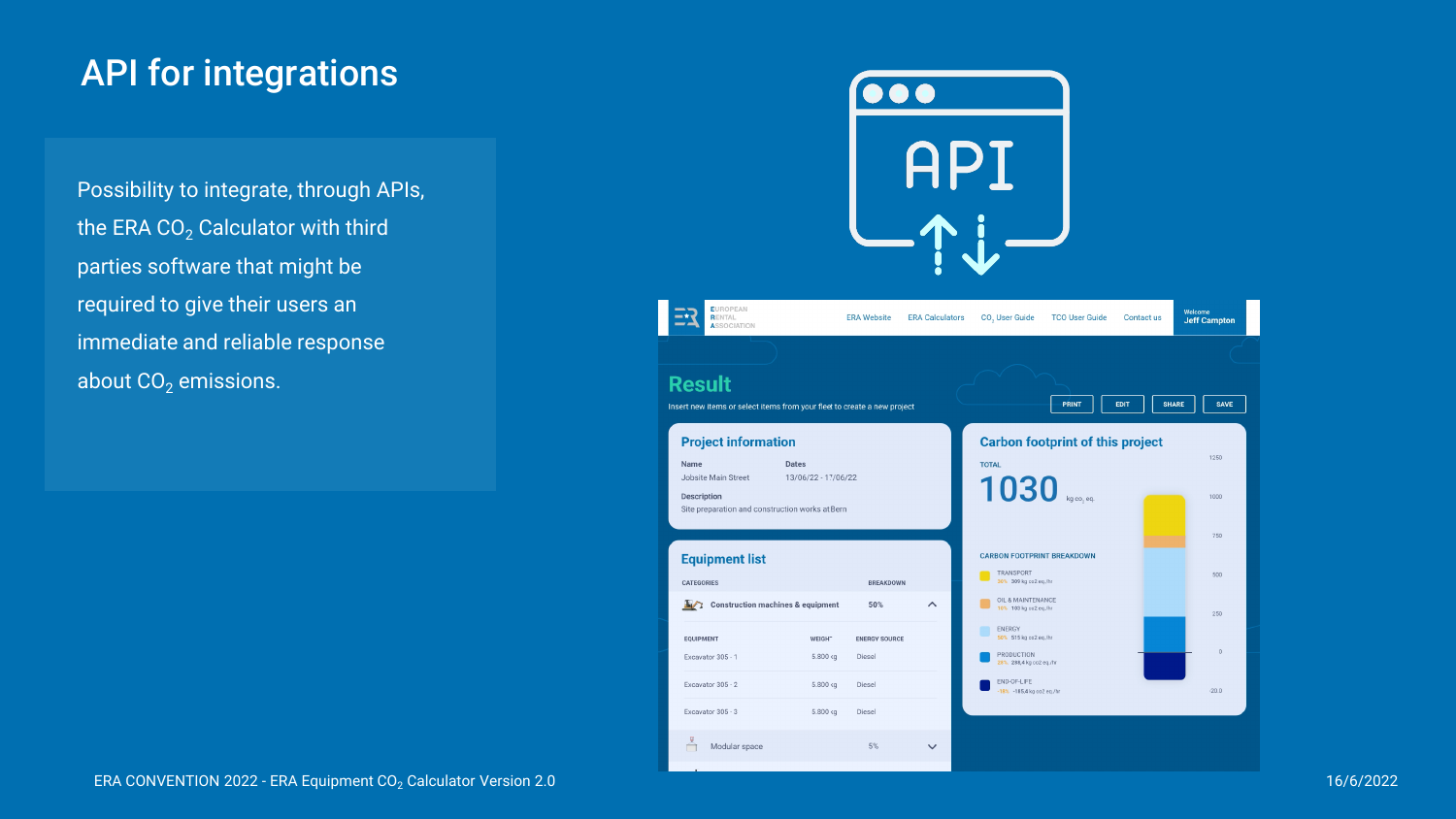# API for integrations

Possibility to integrate, through APIs, the ERA $CO_2$ Calculator with third parties software that might be required to give their users an immediate and reliable response about $CO_2$ emissions.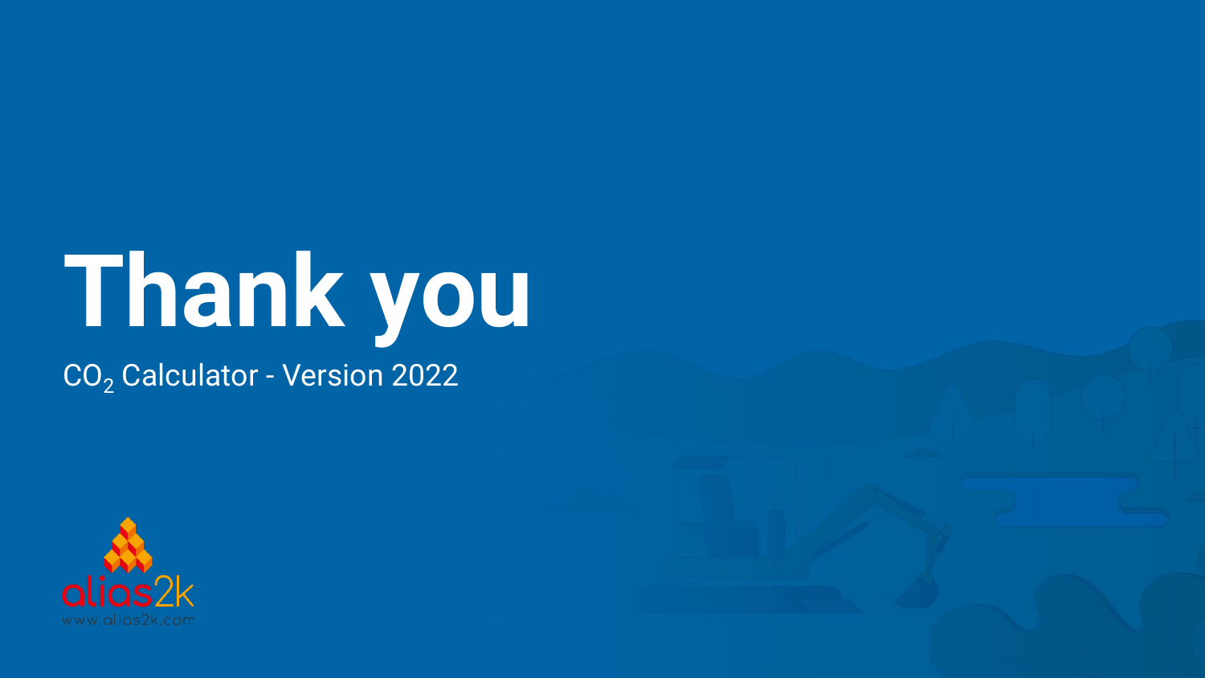# Thank you

$CO_2$ Calculator - Version 2022

alias2k

www.alias2k.com